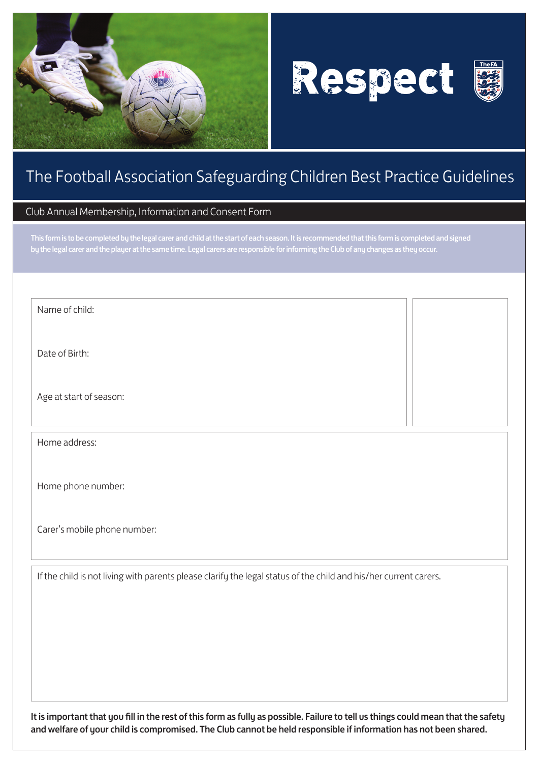# Respect

## The Football Association Safeguarding Children Best Practice Guidelines

### Club Annual Membership, Information and Consent Form

This form is to be completed by the legal carer and child at the start of each season. It is recommended that this form is completed and signed by the legal carer and the player at the same time. Legal carers are responsible for informing the Club of any changes as they occur.

Name of child:

Date of Birth:

Age at start of season:

Home address:

Home phone number:

Carer's mobile phone number:

If the child is not living with parents please clarify the legal status of the child and his/her current carers.

**It is important that you fill in the rest of this form as fully as possible. Failure to tell us things could mean that the safety and welfare of your child is compromised. The Club cannot be held responsible if information has not been shared.**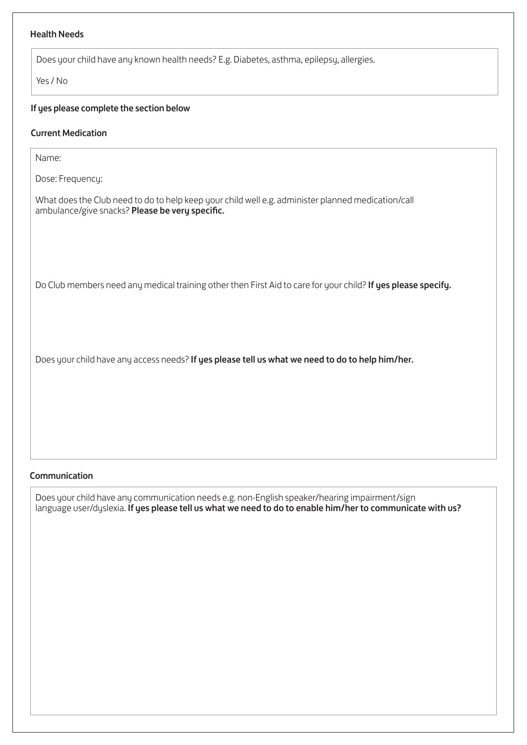### Health Needs

Does your child have any known health needs? E.g. Diabetes, asthma, epilepsy, allergies.

Yes / No

**If yes please complete the section below**

### Current Medication

Name:

Dose: Frequency:

What does the Club need to do to help keep your child well e.g. administer planned medication/call ambulance/give snacks? **Please be very specific.**

Do Club members need any medical training other then First Aid to care for your child? **If yes please specify.**

Does your child have any access needs? **If yes please tell us what we need to do to help him/her.**

### Communication

Does your child have any communication needs e.g. non-English speaker/hearing impairment/sign language user/dyslexia. **If yes please tell us what we need to do to enable him/her to communicate with us?**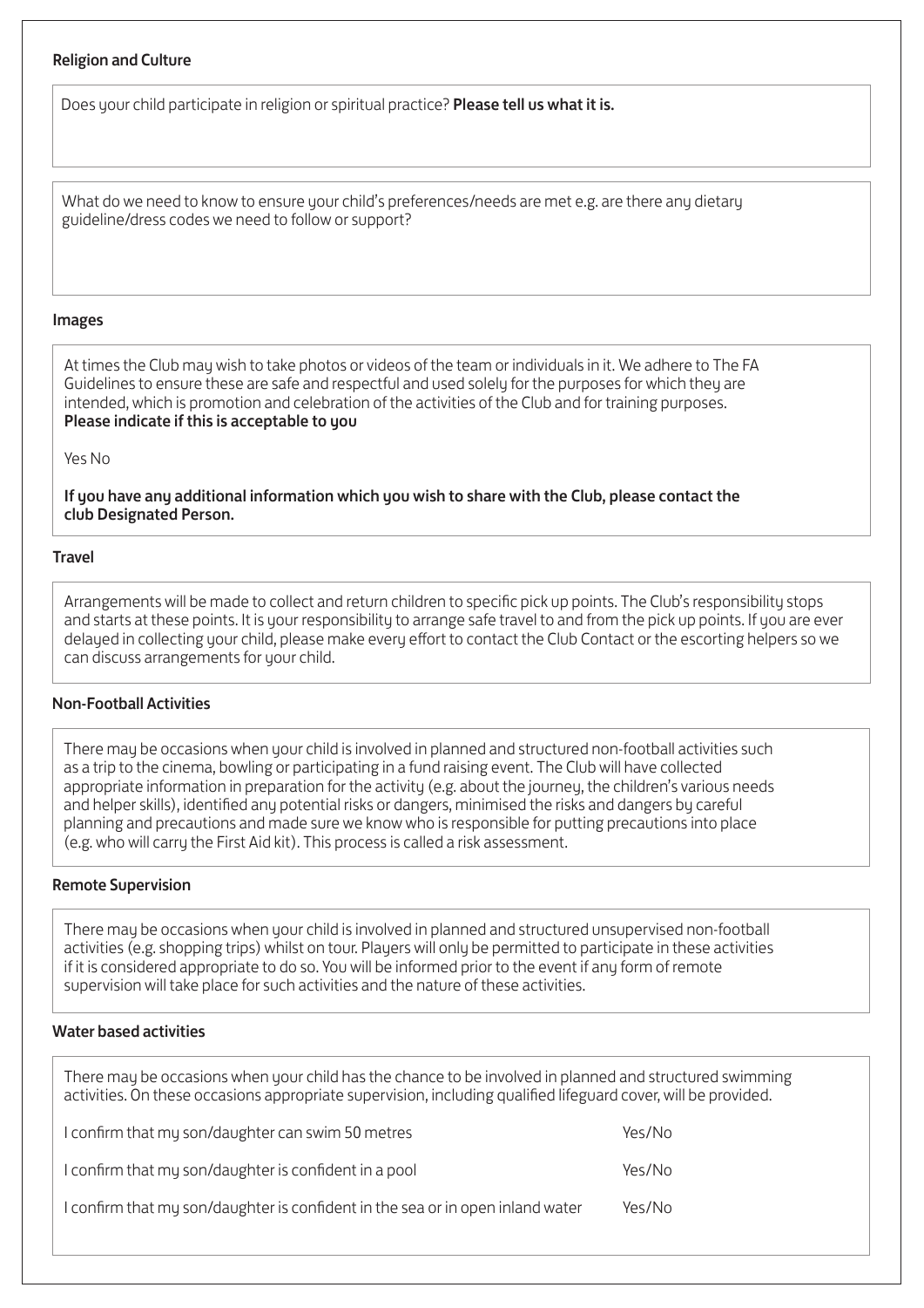## Religion and Culture

Does your child participate in religion or spiritual practice? **Please tell us what it is.**

What do we need to know to ensure your child's preferences/needs are met e.g. are there any dietary guideline/dress codes we need to follow or support?

## Images

At times the Club may wish to take photos or videos of the team or individuals in it. We adhere to The FA Guidelines to ensure these are safe and respectful and used solely for the purposes for which they are intended, which is promotion and celebration of the activities of the Club and for training purposes.
**Please indicate if this is acceptable to you**

Yes No

**If you have any additional information which you wish to share with the Club, please contact the club Designated Person.**

## Travel

Arrangements will be made to collect and return children to specific pick up points. The Club's responsibility stops and starts at these points. It is your responsibility to arrange safe travel to and from the pick up points. If you are ever delayed in collecting your child, please make every effort to contact the Club Contact or the escorting helpers so we can discuss arrangements for your child.

## Non-Football Activities

There may be occasions when your child is involved in planned and structured non-football activities such as a trip to the cinema, bowling or participating in a fund raising event. The Club will have collected appropriate information in preparation for the activity (e.g. about the journey, the children's various needs and helper skills), identified any potential risks or dangers, minimised the risks and dangers by careful planning and precautions and made sure we know who is responsible for putting precautions into place (e.g. who will carry the First Aid kit). This process is called a risk assessment.

## Remote Supervision

There may be occasions when your child is involved in planned and structured unsupervised non-football activities (e.g. shopping trips) whilst on tour. Players will only be permitted to participate in these activities if it is considered appropriate to do so. You will be informed prior to the event if any form of remote supervision will take place for such activities and the nature of these activities.

## Water based activities

There may be occasions when your child has the chance to be involved in planned and structured swimming activities. On these occasions appropriate supervision, including qualified lifeguard cover, will be provided.

I confirm that my son/daughter can swim 50 metres Yes/No

I confirm that my son/daughter is confident in a pool Yes/No

I confirm that my son/daughter is confident in the sea or in open inland water Yes/No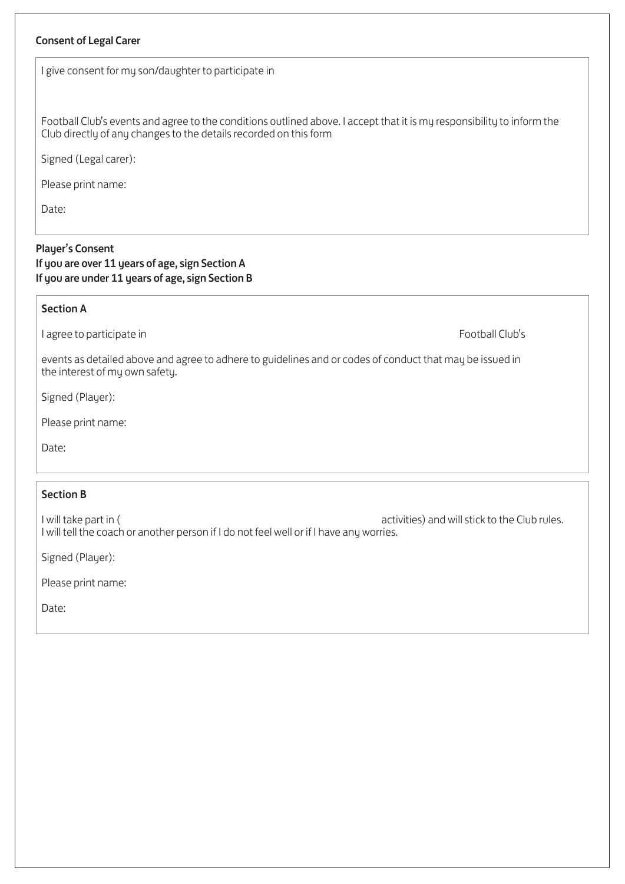**Consent of Legal Carer**

I give consent for my son/daughter to participate in

Football Club's events and agree to the conditions outlined above. I accept that it is my responsibility to inform the Club directly of any changes to the details recorded on this form

Signed (Legal carer):

Please print name:

Date:

**Player's Consent**
**If you are over 11 years of age, sign Section A**
**If you are under 11 years of age, sign Section B**

**Section A**

I agree to participate in Football Club's

events as detailed above and agree to adhere to guidelines and or codes of conduct that may be issued in the interest of my own safety.

Signed (Player):

Please print name:

Date:

**Section B**

I will take part in ( activities) and will stick to the Club rules.
I will tell the coach or another person if I do not feel well or if I have any worries.

Signed (Player):

Please print name:

Date: